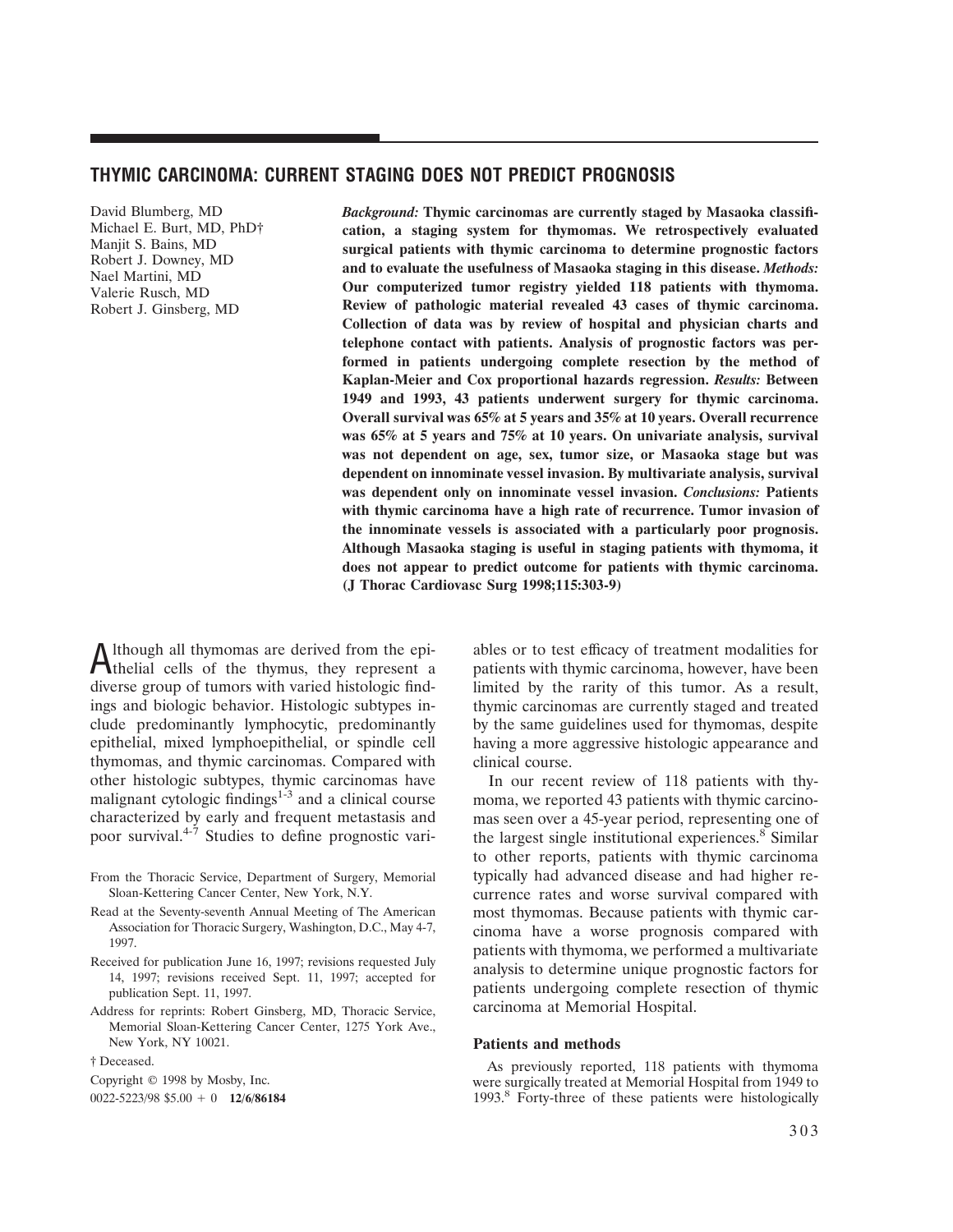# THYMIC CARCINOMA: CURRENT STAGING DOES NOT PREDICT PROGNOSIS

David Blumberg, MD
Michael E. Burt, MD, PhD†
Manjit S. Bains, MD
Robert J. Downey, MD
Nael Martini, MD
Valerie Rusch, MD
Robert J. Ginsberg, MD

***Background:*** **Thymic carcinomas are currently staged by Masaoka classification, a staging system for thymomas. We retrospectively evaluated surgical patients with thymic carcinoma to determine prognostic factors and to evaluate the usefulness of Masaoka staging in this disease.** ***Methods:*** **Our computerized tumor registry yielded 118 patients with thymoma. Review of pathologic material revealed 43 cases of thymic carcinoma. Collection of data was by review of hospital and physician charts and telephone contact with patients. Analysis of prognostic factors was performed in patients undergoing complete resection by the method of Kaplan-Meier and Cox proportional hazards regression.** ***Results:*** **Between 1949 and 1993, 43 patients underwent surgery for thymic carcinoma. Overall survival was 65% at 5 years and 35% at 10 years. Overall recurrence was 65% at 5 years and 75% at 10 years. On univariate analysis, survival was not dependent on age, sex, tumor size, or Masaoka stage but was dependent on innominate vessel invasion. By multivariate analysis, survival was dependent only on innominate vessel invasion.** ***Conclusions:*** **Patients with thymic carcinoma have a high rate of recurrence. Tumor invasion of the innominate vessels is associated with a particularly poor prognosis. Although Masaoka staging is useful in staging patients with thymoma, it does not appear to predict outcome for patients with thymic carcinoma. (J Thorac Cardiovasc Surg 1998;115:303-9)**

Although all thymomas are derived from the epithelial cells of the thymus, they represent a diverse group of tumors with varied histologic findings and biologic behavior. Histologic subtypes include predominantly lymphocytic, predominantly epithelial, mixed lymphoepithelial, or spindle cell thymomas, and thymic carcinomas. Compared with other histologic subtypes, thymic carcinomas have malignant cytologic findings[1-3] and a clinical course characterized by early and frequent metastasis and poor survival.[4-7] Studies to define prognostic variables or to test efficacy of treatment modalities for patients with thymic carcinoma, however, have been limited by the rarity of this tumor. As a result, thymic carcinomas are currently staged and treated by the same guidelines used for thymomas, despite having a more aggressive histologic appearance and clinical course.

In our recent review of 118 patients with thymoma, we reported 43 patients with thymic carcinomas seen over a 45-year period, representing one of the largest single institutional experiences.[8] Similar to other reports, patients with thymic carcinoma typically had advanced disease and had higher recurrence rates and worse survival compared with most thymomas. Because patients with thymic carcinoma have a worse prognosis compared with patients with thymoma, we performed a multivariate analysis to determine unique prognostic factors for patients undergoing complete resection of thymic carcinoma at Memorial Hospital.

From the Thoracic Service, Department of Surgery, Memorial Sloan-Kettering Cancer Center, New York, N.Y.

Read at the Seventy-seventh Annual Meeting of The American Association for Thoracic Surgery, Washington, D.C., May 4-7, 1997.

Received for publication June 16, 1997; revisions requested July 14, 1997; revisions received Sept. 11, 1997; accepted for publication Sept. 11, 1997.

Address for reprints: Robert Ginsberg, MD, Thoracic Service, Memorial Sloan-Kettering Cancer Center, 1275 York Ave., New York, NY 10021.

† Deceased.

Copyright © 1998 by Mosby, Inc.

0022-5223/98 $5.00 + 0 **12/6/86184**

### Patients and methods

As previously reported, 118 patients with thymoma were surgically treated at Memorial Hospital from 1949 to 1993.[8] Forty-three of these patients were histologically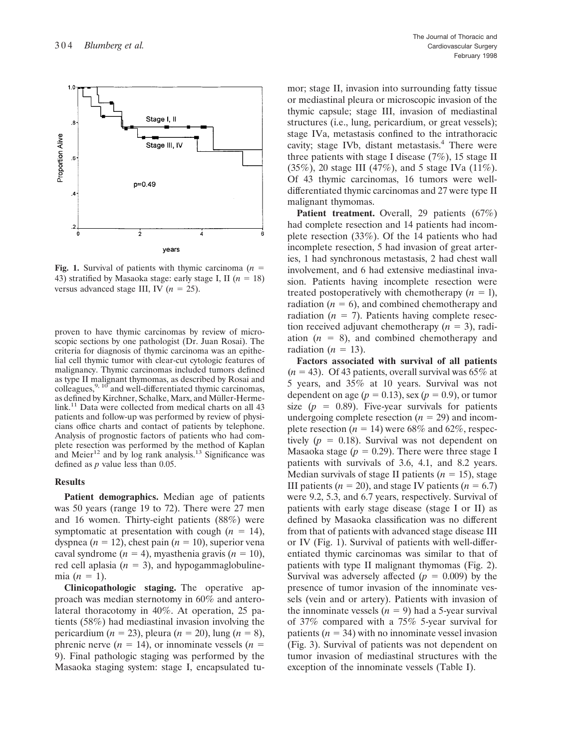**Fig. 1.** Survival of patients with thymic carcinoma ($n$ = 43) stratified by Masaoka stage: early stage I, II ($n$ = 18) versus advanced stage III, IV ($n$ = 25).

proven to have thymic carcinomas by review of microscopic sections by one pathologist (Dr. Juan Rosai). The criteria for diagnosis of thymic carcinoma was an epithelial cell thymic tumor with clear-cut cytologic features of malignancy. Thymic carcinomas included tumors defined as type II malignant thymomas, as described by Rosai and colleagues,[9, 10] and well-differentiated thymic carcinomas, as defined by Kirchner, Schalke, Marx, and Müller-Hermelink.[11] Data were collected from medical charts on all 43 patients and follow-up was performed by review of physicians office charts and contact of patients by telephone. Analysis of prognostic factors of patients who had complete resection was performed by the method of Kaplan and Meier[12] and by log rank analysis.[13] Significance was defined as $p$ value less than 0.05.

## Results

**Patient demographics.** Median age of patients was 50 years (range 19 to 72). There were 27 men and 16 women. Thirty-eight patients (88%) were symptomatic at presentation with cough ($n$ = 14), dyspnea ($n$ = 12), chest pain ($n$ = 10), superior vena caval syndrome ($n$ = 4), myasthenia gravis ($n$ = 10), red cell aplasia ($n$ = 3), and hypogammaglobulinemia ($n$ = 1).

**Clinicopathologic staging.** The operative approach was median sternotomy in 60% and anterolateral thoracotomy in 40%. At operation, 25 patients (58%) had mediastinal invasion involving the pericardium ($n$ = 23), pleura ($n$ = 20), lung ($n$ = 8), phrenic nerve ($n$ = 14), or innominate vessels ($n$ = 9). Final pathologic staging was performed by the Masaoka staging system: stage I, encapsulated tumor; stage II, invasion into surrounding fatty tissue or mediastinal pleura or microscopic invasion of the thymic capsule; stage III, invasion of mediastinal structures (i.e., lung, pericardium, or great vessels); stage IVa, metastasis confined to the intrathoracic cavity; stage IVb, distant metastasis.[4] There were three patients with stage I disease (7%), 15 stage II (35%), 20 stage III (47%), and 5 stage IVa (11%). Of 43 thymic carcinomas, 16 tumors were well-differentiated thymic carcinomas and 27 were type II malignant thymomas.

**Patient treatment.** Overall, 29 patients (67%) had complete resection and 14 patients had incomplete resection (33%). Of the 14 patients who had incomplete resection, 5 had invasion of great arteries, 1 had synchronous metastasis, 2 had chest wall involvement, and 6 had extensive mediastinal invasion. Patients having incomplete resection were treated postoperatively with chemotherapy ($n$ = 1), radiation ($n$ = 6), and combined chemotherapy and radiation ($n$ = 7). Patients having complete resection received adjuvant chemotherapy ($n$ = 3), radiation ($n$ = 8), and combined chemotherapy and radiation ($n$ = 13).

**Factors associated with survival of all patients** ($n$ = 43). Of 43 patients, overall survival was 65% at 5 years, and 35% at 10 years. Survival was not dependent on age ($p$ = 0.13), sex ($p$ = 0.9), or tumor size ($p$ = 0.89). Five-year survivals for patients undergoing complete resection ($n$ = 29) and incomplete resection ($n$ = 14) were 68% and 62%, respectively ($p$ = 0.18). Survival was not dependent on Masaoka stage ($p$ = 0.29). There were three stage I patients with survivals of 3.6, 4.1, and 8.2 years. Median survivals of stage II patients ($n$ = 15), stage III patients ($n$ = 20), and stage IV patients ($n$ = 6.7) were 9.2, 5.3, and 6.7 years, respectively. Survival of patients with early stage disease (stage I or II) as defined by Masaoka classification was no different from that of patients with advanced stage disease III or IV (Fig. 1). Survival of patients with well-differentiated thymic carcinomas was similar to that of patients with type II malignant thymomas (Fig. 2). Survival was adversely affected ($p$ = 0.009) by the presence of tumor invasion of the innominate vessels (vein and or artery). Patients with invasion of the innominate vessels ($n$ = 9) had a 5-year survival of 37% compared with a 75% 5-year survival for patients ($n$ = 34) with no innominate vessel invasion (Fig. 3). Survival of patients was not dependent on tumor invasion of mediastinal structures with the exception of the innominate vessels (Table I).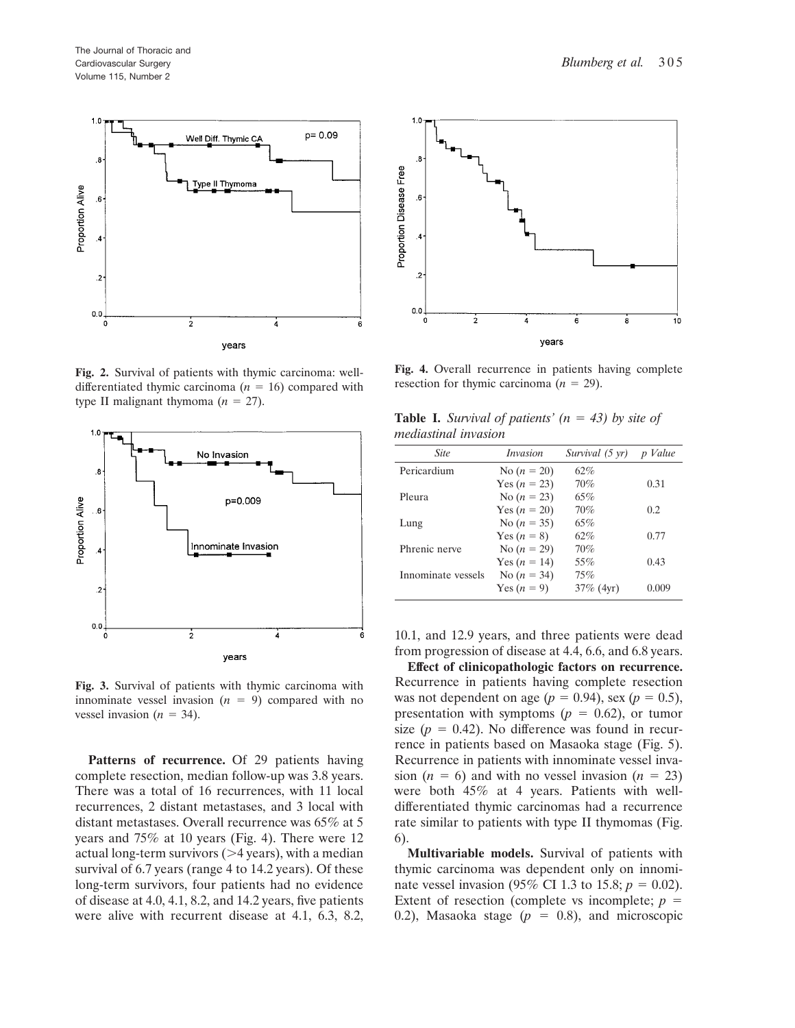**Fig. 2.** Survival of patients with thymic carcinoma: well-differentiated thymic carcinoma ($n = 16$) compared with type II malignant thymoma ($n = 27$).

**Fig. 3.** Survival of patients with thymic carcinoma with innominate vessel invasion ($n = 9$) compared with no vessel invasion ($n = 34$).

**Patterns of recurrence.** Of 29 patients having complete resection, median follow-up was 3.8 years. There was a total of 16 recurrences, with 11 local recurrences, 2 distant metastases, and 3 local with distant metastases. Overall recurrence was 65% at 5 years and 75% at 10 years (Fig. 4). There were 12 actual long-term survivors (>4 years), with a median survival of 6.7 years (range 4 to 14.2 years). Of these long-term survivors, four patients had no evidence of disease at 4.0, 4.1, 8.2, and 14.2 years, five patients were alive with recurrent disease at 4.1, 6.3, 8.2, 10.1, and 12.9 years, and three patients were dead from progression of disease at 4.4, 6.6, and 6.8 years.

**Fig. 4.** Overall recurrence in patients having complete resection for thymic carcinoma ($n = 29$).

**Table I.** *Survival of patients' ($n = 43$) by site of mediastinal invasion*

| *Site* | *Invasion* | *Survival (5 yr)* | *p Value* |
|---|---|---|---|
| Pericardium | No ($n = 20$) | 62% | |
| | Yes ($n = 23$) | 70% | 0.31 |
| Pleura | No ($n = 23$) | 65% | |
| | Yes ($n = 20$) | 70% | 0.2 |
| Lung | No ($n = 35$) | 65% | |
| | Yes ($n = 8$) | 62% | 0.77 |
| Phrenic nerve | No ($n = 29$) | 70% | |
| | Yes ($n = 14$) | 55% | 0.43 |
| Innominate vessels | No ($n = 34$) | 75% | |
| | Yes ($n = 9$) | 37% (4yr) | 0.009 |

**Effect of clinicopathologic factors on recurrence.** Recurrence in patients having complete resection was not dependent on age ($p = 0.94$), sex ($p = 0.5$), presentation with symptoms ($p = 0.62$), or tumor size ($p = 0.42$). No difference was found in recurrence in patients based on Masaoka stage (Fig. 5). Recurrence in patients with innominate vessel invasion ($n = 6$) and with no vessel invasion ($n = 23$) were both 45% at 4 years. Patients with well-differentiated thymic carcinomas had a recurrence rate similar to patients with type II thymomas (Fig. 6).

**Multivariable models.** Survival of patients with thymic carcinoma was dependent only on innominate vessel invasion (95% CI 1.3 to 15.8; $p = 0.02$). Extent of resection (complete vs incomplete; $p = 0.2$), Masaoka stage ($p = 0.8$), and microscopic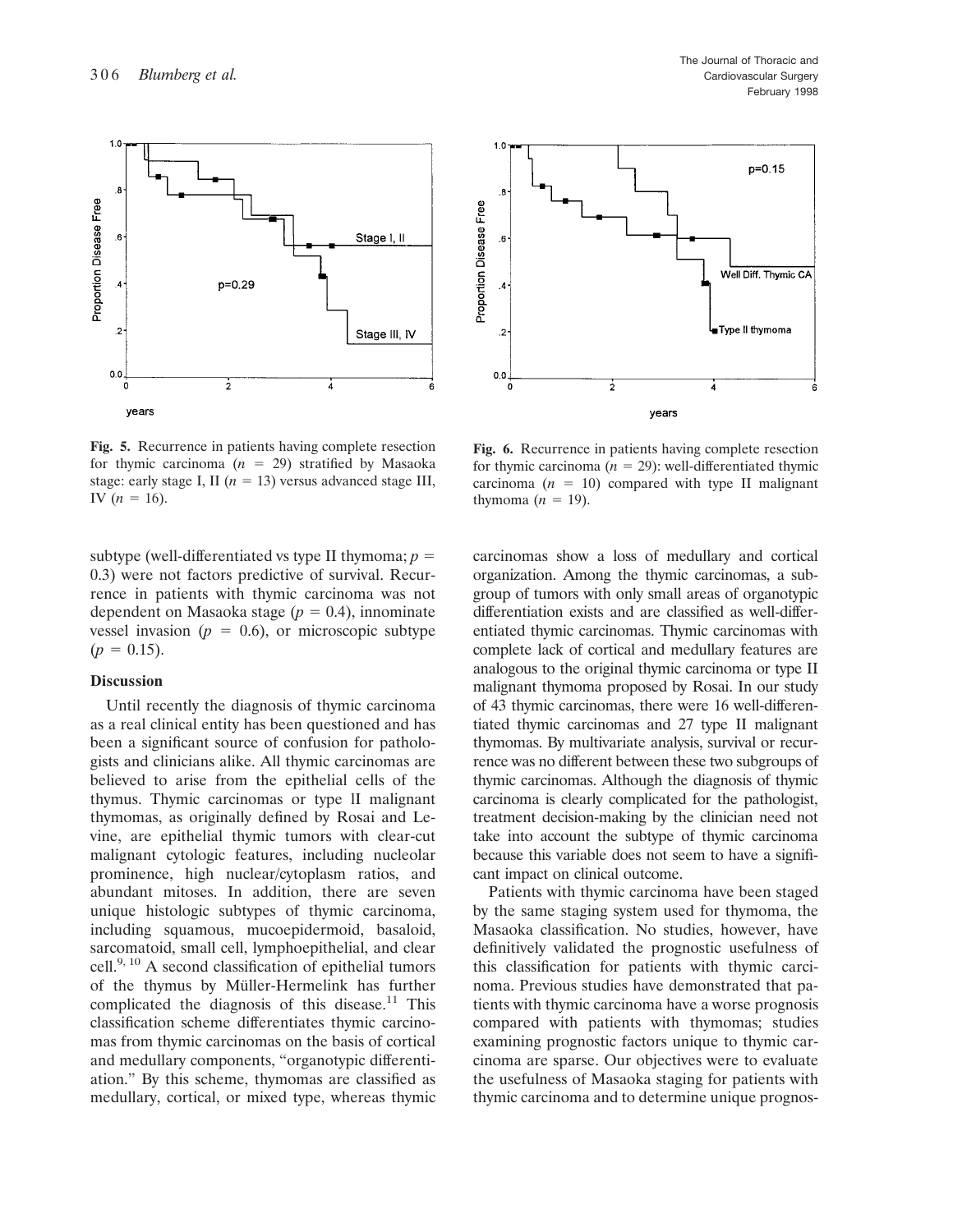**Fig. 5.** Recurrence in patients having complete resection for thymic carcinoma ($n = 29$) stratified by Masaoka stage: early stage I, II ($n = 13$) versus advanced stage III, IV ($n = 16$).

**Fig. 6.** Recurrence in patients having complete resection for thymic carcinoma ($n = 29$): well-differentiated thymic carcinoma ($n = 10$) compared with type II malignant thymoma ($n = 19$).

subtype (well-differentiated vs type II thymoma; $p = 0.3$) were not factors predictive of survival. Recurrence in patients with thymic carcinoma was not dependent on Masaoka stage ($p = 0.4$), innominate vessel invasion ($p = 0.6$), or microscopic subtype ($p = 0.15$).

## Discussion

Until recently the diagnosis of thymic carcinoma as a real clinical entity has been questioned and has been a significant source of confusion for pathologists and clinicians alike. All thymic carcinomas are believed to arise from the epithelial cells of the thymus. Thymic carcinomas or type II malignant thymomas, as originally defined by Rosai and Levine, are epithelial thymic tumors with clear-cut malignant cytologic features, including nucleolar prominence, high nuclear/cytoplasm ratios, and abundant mitoses. In addition, there are seven unique histologic subtypes of thymic carcinoma, including squamous, mucoepidermoid, basaloid, sarcomatoid, small cell, lymphoepithelial, and clear cell.[9, 10] A second classification of epithelial tumors of the thymus by Müller-Hermelink has further complicated the diagnosis of this disease.[11] This classification scheme differentiates thymic carcinomas from thymic carcinomas on the basis of cortical and medullary components, "organotypic differentiation." By this scheme, thymomas are classified as medullary, cortical, or mixed type, whereas thymic carcinomas show a loss of medullary and cortical organization. Among the thymic carcinomas, a subgroup of tumors with only small areas of organotypic differentiation exists and are classified as well-differentiated thymic carcinomas. Thymic carcinomas with complete lack of cortical and medullary features are analogous to the original thymic carcinoma or type II malignant thymoma proposed by Rosai. In our study of 43 thymic carcinomas, there were 16 well-differentiated thymic carcinomas and 27 type II malignant thymomas. By multivariate analysis, survival or recurrence was no different between these two subgroups of thymic carcinomas. Although the diagnosis of thymic carcinoma is clearly complicated for the pathologist, treatment decision-making by the clinician need not take into account the subtype of thymic carcinoma because this variable does not seem to have a significant impact on clinical outcome.

Patients with thymic carcinoma have been staged by the same staging system used for thymoma, the Masaoka classification. No studies, however, have definitively validated the prognostic usefulness of this classification for patients with thymic carcinoma. Previous studies have demonstrated that patients with thymic carcinoma have a worse prognosis compared with patients with thymomas; studies examining prognostic factors unique to thymic carcinoma are sparse. Our objectives were to evaluate the usefulness of Masaoka staging for patients with thymic carcinoma and to determine unique prognos-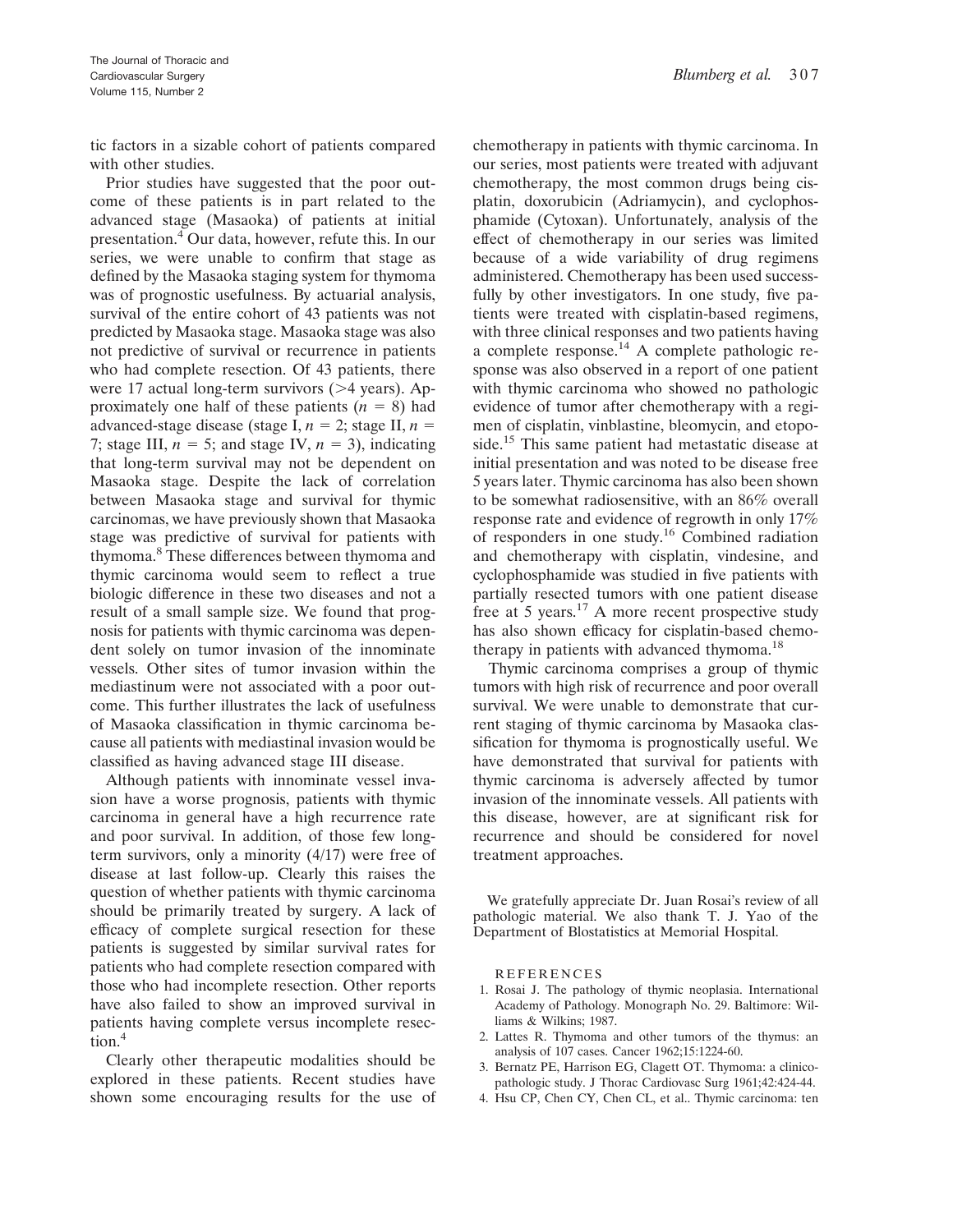tic factors in a sizable cohort of patients compared with other studies.

Prior studies have suggested that the poor outcome of these patients is in part related to the advanced stage (Masaoka) of patients at initial presentation.[4] Our data, however, refute this. In our series, we were unable to confirm that stage as defined by the Masaoka staging system for thymoma was of prognostic usefulness. By actuarial analysis, survival of the entire cohort of 43 patients was not predicted by Masaoka stage. Masaoka stage was also not predictive of survival or recurrence in patients who had complete resection. Of 43 patients, there were 17 actual long-term survivors (>4 years). Approximately one half of these patients ($n = 8$) had advanced-stage disease (stage I, $n = 2$; stage II, $n = 7$; stage III, $n = 5$; and stage IV, $n = 3$), indicating that long-term survival may not be dependent on Masaoka stage. Despite the lack of correlation between Masaoka stage and survival for thymic carcinomas, we have previously shown that Masaoka stage was predictive of survival for patients with thymoma.[8] These differences between thymoma and thymic carcinoma would seem to reflect a true biologic difference in these two diseases and not a result of a small sample size. We found that prognosis for patients with thymic carcinoma was dependent solely on tumor invasion of the innominate vessels. Other sites of tumor invasion within the mediastinum were not associated with a poor outcome. This further illustrates the lack of usefulness of Masaoka classification in thymic carcinoma because all patients with mediastinal invasion would be classified as having advanced stage III disease.

Although patients with innominate vessel invasion have a worse prognosis, patients with thymic carcinoma in general have a high recurrence rate and poor survival. In addition, of those few long-term survivors, only a minority (4/17) were free of disease at last follow-up. Clearly this raises the question of whether patients with thymic carcinoma should be primarily treated by surgery. A lack of efficacy of complete surgical resection for these patients is suggested by similar survival rates for patients who had complete resection compared with those who had incomplete resection. Other reports have also failed to show an improved survival in patients having complete versus incomplete resection.[4]

Clearly other therapeutic modalities should be explored in these patients. Recent studies have shown some encouraging results for the use of chemotherapy in patients with thymic carcinoma. In our series, most patients were treated with adjuvant chemotherapy, the most common drugs being cisplatin, doxorubicin (Adriamycin), and cyclophosphamide (Cytoxan). Unfortunately, analysis of the effect of chemotherapy in our series was limited because of a wide variability of drug regimens administered. Chemotherapy has been used successfully by other investigators. In one study, five patients were treated with cisplatin-based regimens, with three clinical responses and two patients having a complete response.[14] A complete pathologic response was also observed in a report of one patient with thymic carcinoma who showed no pathologic evidence of tumor after chemotherapy with a regimen of cisplatin, vinblastine, bleomycin, and etoposide.[15] This same patient had metastatic disease at initial presentation and was noted to be disease free 5 years later. Thymic carcinoma has also been shown to be somewhat radiosensitive, with an 86% overall response rate and evidence of regrowth in only 17% of responders in one study.[16] Combined radiation and chemotherapy with cisplatin, vindesine, and cyclophosphamide was studied in five patients with partially resected tumors with one patient disease free at 5 years.[17] A more recent prospective study has also shown efficacy for cisplatin-based chemotherapy in patients with advanced thymoma.[18]

Thymic carcinoma comprises a group of thymic tumors with high risk of recurrence and poor overall survival. We were unable to demonstrate that current staging of thymic carcinoma by Masaoka classification for thymoma is prognostically useful. We have demonstrated that survival for patients with thymic carcinoma is adversely affected by tumor invasion of the innominate vessels. All patients with this disease, however, are at significant risk for recurrence and should be considered for novel treatment approaches.

We gratefully appreciate Dr. Juan Rosai's review of all pathologic material. We also thank T. J. Yao of the Department of Blostatistics at Memorial Hospital.

## REFERENCES

1. Rosai J. The pathology of thymic neoplasia. International Academy of Pathology. Monograph No. 29. Baltimore: Williams & Wilkins; 1987.
2. Lattes R. Thymoma and other tumors of the thymus: an analysis of 107 cases. Cancer 1962;15:1224-60.
3. Bernatz PE, Harrison EG, Clagett OT. Thymoma: a clinicopathologic study. J Thorac Cardiovasc Surg 1961;42:424-44.
4. Hsu CP, Chen CY, Chen CL, et al.. Thymic carcinoma: ten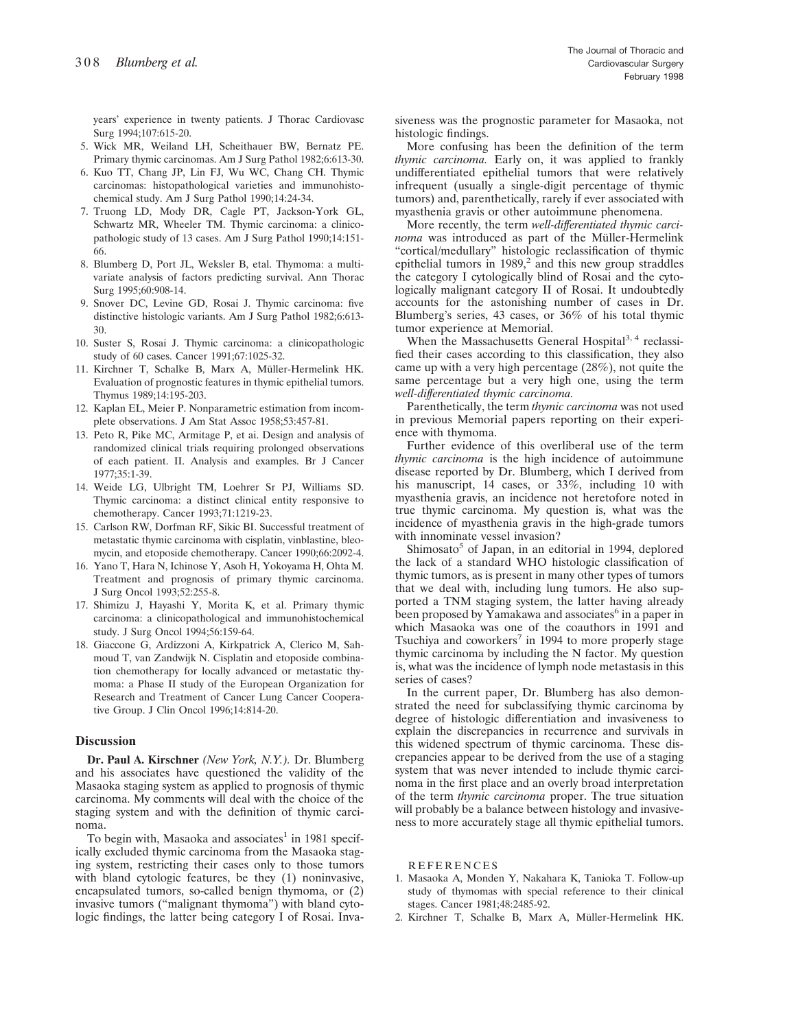years' experience in twenty patients. J Thorac Cardiovasc Surg 1994;107:615-20.

5. Wick MR, Weiland LH, Scheithauer BW, Bernatz PE. Primary thymic carcinomas. Am J Surg Pathol 1982;6:613-30.
6. Kuo TT, Chang JP, Lin FJ, Wu WC, Chang CH. Thymic carcinomas: histopathological varieties and immunohistochemical study. Am J Surg Pathol 1990;14:24-34.
7. Truong LD, Mody DR, Cagle PT, Jackson-York GL, Schwartz MR, Wheeler TM. Thymic carcinoma: a clinicopathologic study of 13 cases. Am J Surg Pathol 1990;14:151-66.
8. Blumberg D, Port JL, Weksler B, etal. Thymoma: a multivariate analysis of factors predicting survival. Ann Thorac Surg 1995;60:908-14.
9. Snover DC, Levine GD, Rosai J. Thymic carcinoma: five distinctive histologic variants. Am J Surg Pathol 1982;6:613-30.
10. Suster S, Rosai J. Thymic carcinoma: a clinicopathologic study of 60 cases. Cancer 1991;67:1025-32.
11. Kirchner T, Schalke B, Marx A, Müller-Hermelink HK. Evaluation of prognostic features in thymic epithelial tumors. Thymus 1989;14:195-203.
12. Kaplan EL, Meier P. Nonparametric estimation from incomplete observations. J Am Stat Assoc 1958;53:457-81.
13. Peto R, Pike MC, Armitage P, et ai. Design and analysis of randomized clinical trials requiring prolonged observations of each patient. II. Analysis and examples. Br J Cancer 1977;35:1-39.
14. Weide LG, Ulbright TM, Loehrer Sr PJ, Williams SD. Thymic carcinoma: a distinct clinical entity responsive to chemotherapy. Cancer 1993;71:1219-23.
15. Carlson RW, Dorfman RF, Sikic BI. Successful treatment of metastatic thymic carcinoma with cisplatin, vinblastine, bleomycin, and etoposide chemotherapy. Cancer 1990;66:2092-4.
16. Yano T, Hara N, Ichinose Y, Asoh H, Yokoyama H, Ohta M. Treatment and prognosis of primary thymic carcinoma. J Surg Oncol 1993;52:255-8.
17. Shimizu J, Hayashi Y, Morita K, et al. Primary thymic carcinoma: a clinicopathological and immunohistochemical study. J Surg Oncol 1994;56:159-64.
18. Giaccone G, Ardizzoni A, Kirkpatrick A, Clerico M, Sahmoud T, van Zandwijk N. Cisplatin and etoposide combination chemotherapy for locally advanced or metastatic thymoma: a Phase II study of the European Organization for Research and Treatment of Cancer Lung Cancer Cooperative Group. J Clin Oncol 1996;14:814-20.

## Discussion

**Dr. Paul A. Kirschner** *(New York, N.Y.).* Dr. Blumberg and his associates have questioned the validity of the Masaoka staging system as applied to prognosis of thymic carcinoma. My comments will deal with the choice of the staging system and with the definition of thymic carcinoma.

To begin with, Masaoka and associates[1] in 1981 specifically excluded thymic carcinoma from the Masaoka staging system, restricting their cases only to those tumors with bland cytologic features, be they (1) noninvasive, encapsulated tumors, so-called benign thymoma, or (2) invasive tumors ("malignant thymoma") with bland cytologic findings, the latter being category I of Rosai. Invasiveness was the prognostic parameter for Masaoka, not histologic findings.

More confusing has been the definition of the term *thymic carcinoma.* Early on, it was applied to frankly undifferentiated epithelial tumors that were relatively infrequent (usually a single-digit percentage of thymic tumors) and, parenthetically, rarely if ever associated with myasthenia gravis or other autoimmune phenomena.

More recently, the term *well-differentiated thymic carcinoma* was introduced as part of the Müller-Hermelink "cortical/medullary" histologic reclassification of thymic epithelial tumors in 1989,[2] and this new group straddles the category I cytologically blind of Rosai and the cytologically malignant category II of Rosai. It undoubtedly accounts for the astonishing number of cases in Dr. Blumberg's series, 43 cases, or 36% of his total thymic tumor experience at Memorial.

When the Massachusetts General Hospital[3, 4] reclassified their cases according to this classification, they also came up with a very high percentage (28%), not quite the same percentage but a very high one, using the term *well-differentiated thymic carcinoma.*

Parenthetically, the term *thymic carcinoma* was not used in previous Memorial papers reporting on their experience with thymoma.

Further evidence of this overliberal use of the term *thymic carcinoma* is the high incidence of autoimmune disease reported by Dr. Blumberg, which I derived from his manuscript, 14 cases, or 33%, including 10 with myasthenia gravis, an incidence not heretofore noted in true thymic carcinoma. My question is, what was the incidence of myasthenia gravis in the high-grade tumors with innominate vessel invasion?

Shimosato[5] of Japan, in an editorial in 1994, deplored the lack of a standard WHO histologic classification of thymic tumors, as is present in many other types of tumors that we deal with, including lung tumors. He also supported a TNM staging system, the latter having already been proposed by Yamakawa and associates[6] in a paper in which Masaoka was one of the coauthors in 1991 and Tsuchiya and coworkers[7] in 1994 to more properly stage thymic carcinoma by including the N factor. My question is, what was the incidence of lymph node metastasis in this series of cases?

In the current paper, Dr. Blumberg has also demonstrated the need for subclassifying thymic carcinoma by degree of histologic differentiation and invasiveness to explain the discrepancies in recurrence and survivals in this widened spectrum of thymic carcinoma. These discrepancies appear to be derived from the use of a staging system that was never intended to include thymic carcinoma in the first place and an overly broad interpretation of the term *thymic carcinoma* proper. The true situation will probably be a balance between histology and invasiveness to more accurately stage all thymic epithelial tumors.

REFERENCES

1. Masaoka A, Monden Y, Nakahara K, Tanioka T. Follow-up study of thymomas with special reference to their clinical stages. Cancer 1981;48:2485-92.
2. Kirchner T, Schalke B, Marx A, Müller-Hermelink HK.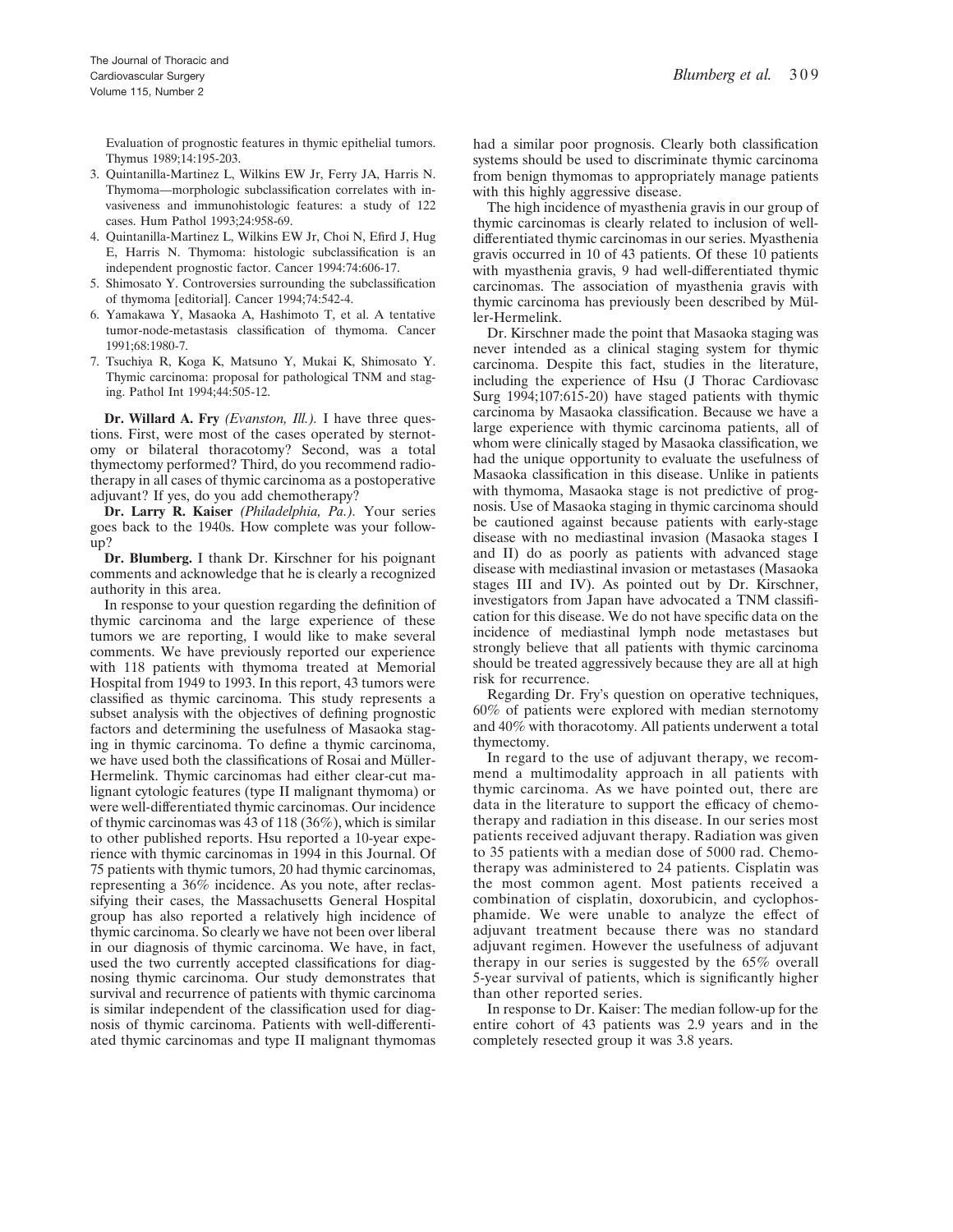Evaluation of prognostic features in thymic epithelial tumors. Thymus 1989;14:195-203.

3. Quintanilla-Martinez L, Wilkins EW Jr, Ferry JA, Harris N. Thymoma—morphologic subclassification correlates with invasiveness and immunohistologic features: a study of 122 cases. Hum Pathol 1993;24:958-69.
4. Quintanilla-Martinez L, Wilkins EW Jr, Choi N, Efird J, Hug E, Harris N. Thymoma: histologic subclassification is an independent prognostic factor. Cancer 1994:74:606-17.
5. Shimosato Y. Controversies surrounding the subclassification of thymoma [editorial]. Cancer 1994;74:542-4.
6. Yamakawa Y, Masaoka A, Hashimoto T, et al. A tentative tumor-node-metastasis classification of thymoma. Cancer 1991;68:1980-7.
7. Tsuchiya R, Koga K, Matsuno Y, Mukai K, Shimosato Y. Thymic carcinoma: proposal for pathological TNM and staging. Pathol Int 1994;44:505-12.

**Dr. Willard A. Fry** *(Evanston, Ill.).* I have three questions. First, were most of the cases operated by sternotomy or bilateral thoracotomy? Second, was a total thymectomy performed? Third, do you recommend radiotherapy in all cases of thymic carcinoma as a postoperative adjuvant? If yes, do you add chemotherapy?

**Dr. Larry R. Kaiser** *(Philadelphia, Pa.).* Your series goes back to the 1940s. How complete was your follow-up?

**Dr. Blumberg.** I thank Dr. Kirschner for his poignant comments and acknowledge that he is clearly a recognized authority in this area.

In response to your question regarding the definition of thymic carcinoma and the large experience of these tumors we are reporting, I would like to make several comments. We have previously reported our experience with 118 patients with thymoma treated at Memorial Hospital from 1949 to 1993. In this report, 43 tumors were classified as thymic carcinoma. This study represents a subset analysis with the objectives of defining prognostic factors and determining the usefulness of Masaoka staging in thymic carcinoma. To define a thymic carcinoma, we have used both the classifications of Rosai and Müller-Hermelink. Thymic carcinomas had either clear-cut malignant cytologic features (type II malignant thymoma) or were well-differentiated thymic carcinomas. Our incidence of thymic carcinomas was 43 of 118 (36%), which is similar to other published reports. Hsu reported a 10-year experience with thymic carcinomas in 1994 in this Journal. Of 75 patients with thymic tumors, 20 had thymic carcinomas, representing a 36% incidence. As you note, after reclassifying their cases, the Massachusetts General Hospital group has also reported a relatively high incidence of thymic carcinoma. So clearly we have not been over liberal in our diagnosis of thymic carcinoma. We have, in fact, used the two currently accepted classifications for diagnosing thymic carcinoma. Our study demonstrates that survival and recurrence of patients with thymic carcinoma is similar independent of the classification used for diagnosis of thymic carcinoma. Patients with well-differentiated thymic carcinomas and type II malignant thymomas had a similar poor prognosis. Clearly both classification systems should be used to discriminate thymic carcinoma from benign thymomas to appropriately manage patients with this highly aggressive disease.

The high incidence of myasthenia gravis in our group of thymic carcinomas is clearly related to inclusion of well-differentiated thymic carcinomas in our series. Myasthenia gravis occurred in 10 of 43 patients. Of these 10 patients with myasthenia gravis, 9 had well-differentiated thymic carcinomas. The association of myasthenia gravis with thymic carcinoma has previously been described by Müller-Hermelink.

Dr. Kirschner made the point that Masaoka staging was never intended as a clinical staging system for thymic carcinoma. Despite this fact, studies in the literature, including the experience of Hsu (J Thorac Cardiovasc Surg 1994;107:615-20) have staged patients with thymic carcinoma by Masaoka classification. Because we have a large experience with thymic carcinoma patients, all of whom were clinically staged by Masaoka classification, we had the unique opportunity to evaluate the usefulness of Masaoka classification in this disease. Unlike in patients with thymoma, Masaoka stage is not predictive of prognosis. Use of Masaoka staging in thymic carcinoma should be cautioned against because patients with early-stage disease with no mediastinal invasion (Masaoka stages I and II) do as poorly as patients with advanced stage disease with mediastinal invasion or metastases (Masaoka stages III and IV). As pointed out by Dr. Kirschner, investigators from Japan have advocated a TNM classification for this disease. We do not have specific data on the incidence of mediastinal lymph node metastases but strongly believe that all patients with thymic carcinoma should be treated aggressively because they are all at high risk for recurrence.

Regarding Dr. Fry's question on operative techniques, 60% of patients were explored with median sternotomy and 40% with thoracotomy. All patients underwent a total thymectomy.

In regard to the use of adjuvant therapy, we recommend a multimodality approach in all patients with thymic carcinoma. As we have pointed out, there are data in the literature to support the efficacy of chemotherapy and radiation in this disease. In our series most patients received adjuvant therapy. Radiation was given to 35 patients with a median dose of 5000 rad. Chemotherapy was administered to 24 patients. Cisplatin was the most common agent. Most patients received a combination of cisplatin, doxorubicin, and cyclophosphamide. We were unable to analyze the effect of adjuvant treatment because there was no standard adjuvant regimen. However the usefulness of adjuvant therapy in our series is suggested by the 65% overall 5-year survival of patients, which is significantly higher than other reported series.

In response to Dr. Kaiser: The median follow-up for the entire cohort of 43 patients was 2.9 years and in the completely resected group it was 3.8 years.